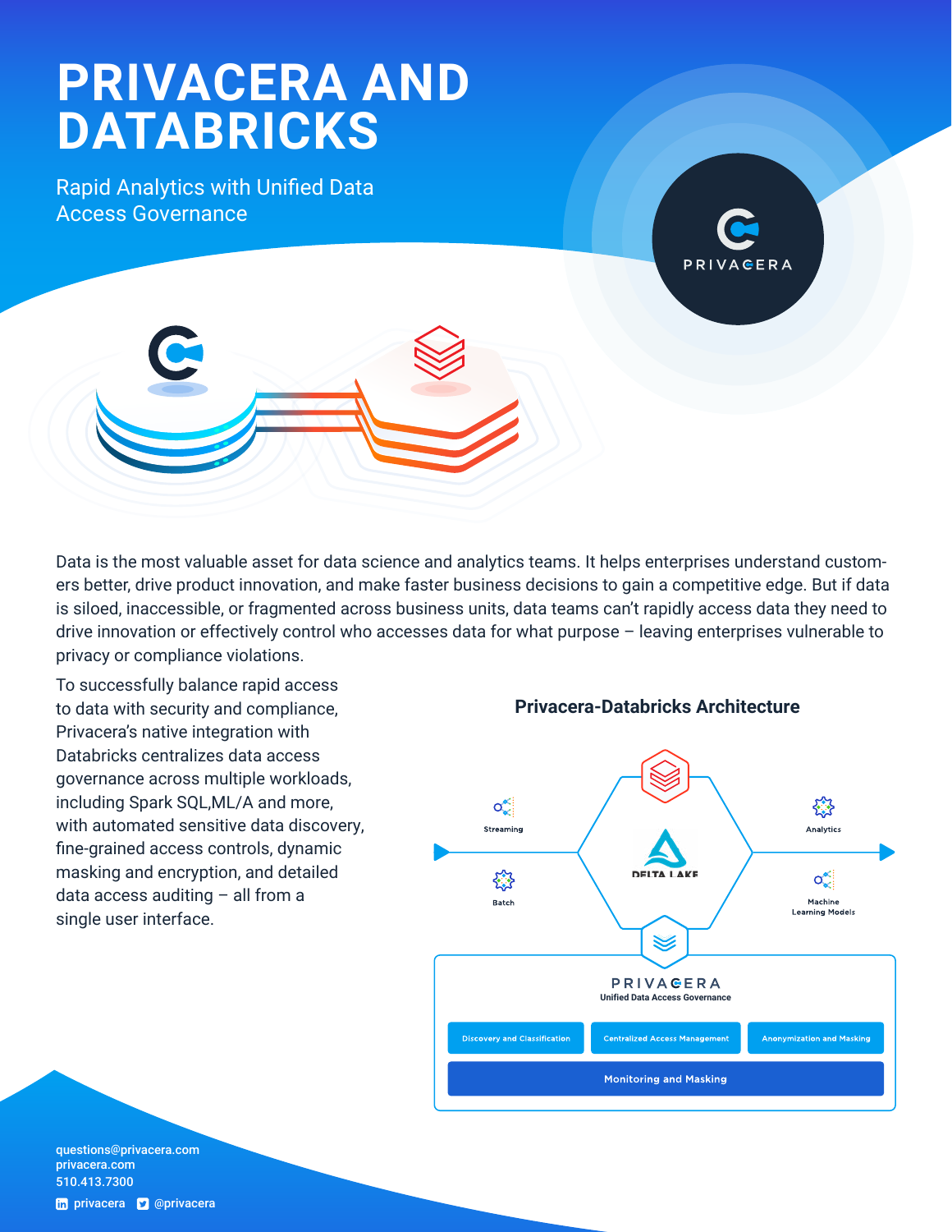# PRIVACERA AND DATABRICKS

## Rapid Analytics with Unified Data Access Governance

Data is the most valuable asset for data science and analytics teams. It helps enterprises understand customers better, drive product innovation, and make faster business decisions to gain a competitive edge. But if data is siloed, inaccessible, or fragmented across business units, data teams can't rapidly access data they need to drive innovation or effectively control who accesses data for what purpose – leaving enterprises vulnerable to privacy or compliance violations.

To successfully balance rapid access to data with security and compliance, Privacera's native integration with Databricks centralizes data access governance across multiple workloads, including Spark SQL,ML/A and more, with automated sensitive data discovery, fine-grained access controls, dynamic masking and encryption, and detailed data access auditing – all from a single user interface.

### Privacera-Databricks Architecture

Streaming

Batch

DELTA LAKE

Analytics

Machine Learning Models

PRIVACERA
Unified Data Access Governance

Discovery and Classification

Centralized Access Management

Anonymization and Masking

Monitoring and Masking

questions@privacera.com
privacera.com
510.413.7300

privacera @privacera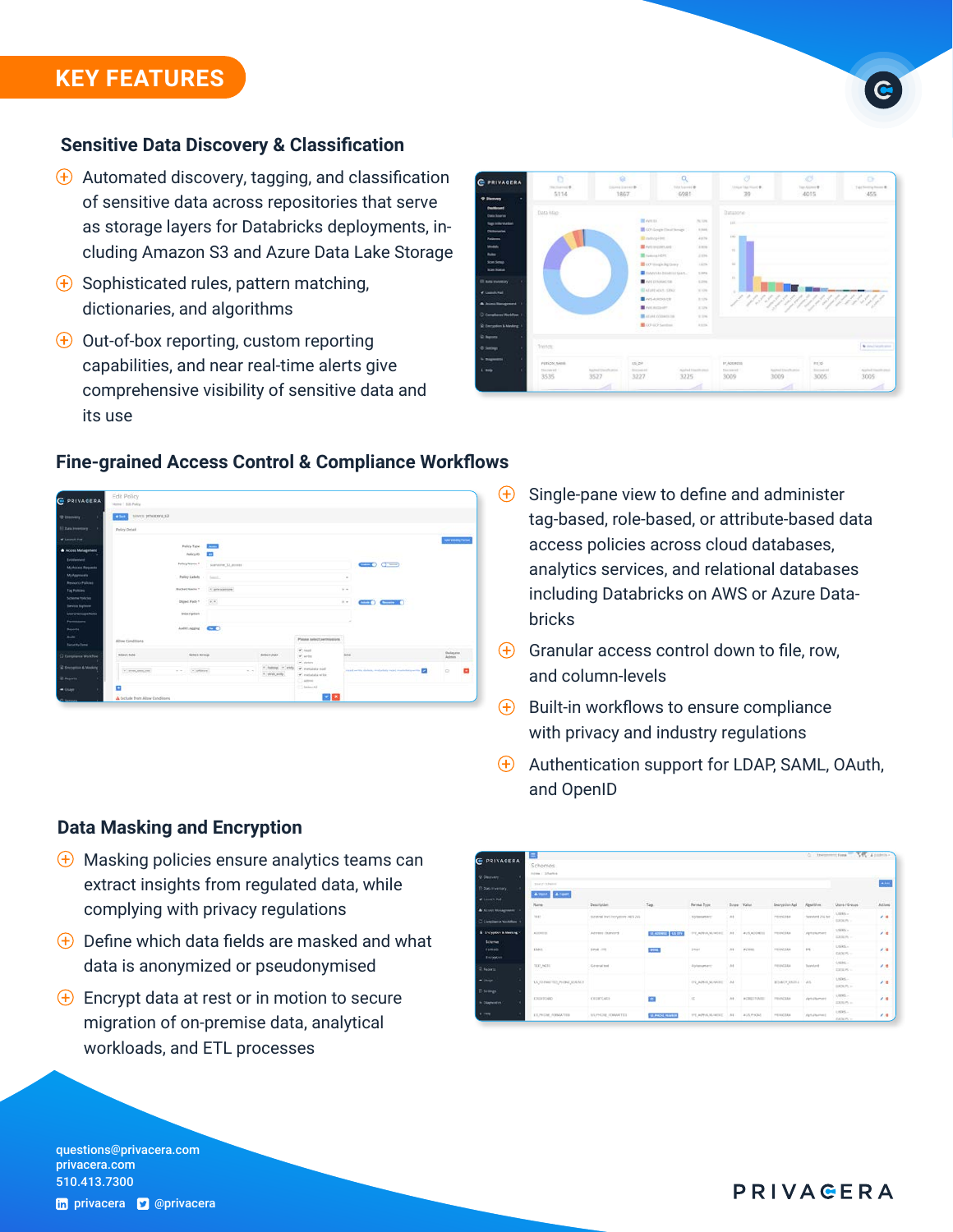# KEY FEATURES

## Sensitive Data Discovery & Classification

- Automated discovery, tagging, and classification of sensitive data across repositories that serve as storage layers for Databricks deployments, including Amazon S3 and Azure Data Lake Storage
- Sophisticated rules, pattern matching, dictionaries, and algorithms
- Out-of-box reporting, custom reporting capabilities, and near real-time alerts give comprehensive visibility of sensitive data and its use

## Fine-grained Access Control & Compliance Workflows

- Single-pane view to define and administer tag-based, role-based, or attribute-based data access policies across cloud databases, analytics services, and relational databases including Databricks on AWS or Azure Databricks
- Granular access control down to file, row, and column-levels
- Built-in workflows to ensure compliance with privacy and industry regulations
- Authentication support for LDAP, SAML, OAuth, and OpenID

## Data Masking and Encryption

- Masking policies ensure analytics teams can extract insights from regulated data, while complying with privacy regulations
- Define which data fields are masked and what data is anonymized or pseudonymised
- Encrypt data at rest or in motion to secure migration of on-premise data, analytical workloads, and ETL processes

questions@privacera.com
privacera.com
510.413.7300
privacera @privacera

PRIVACERA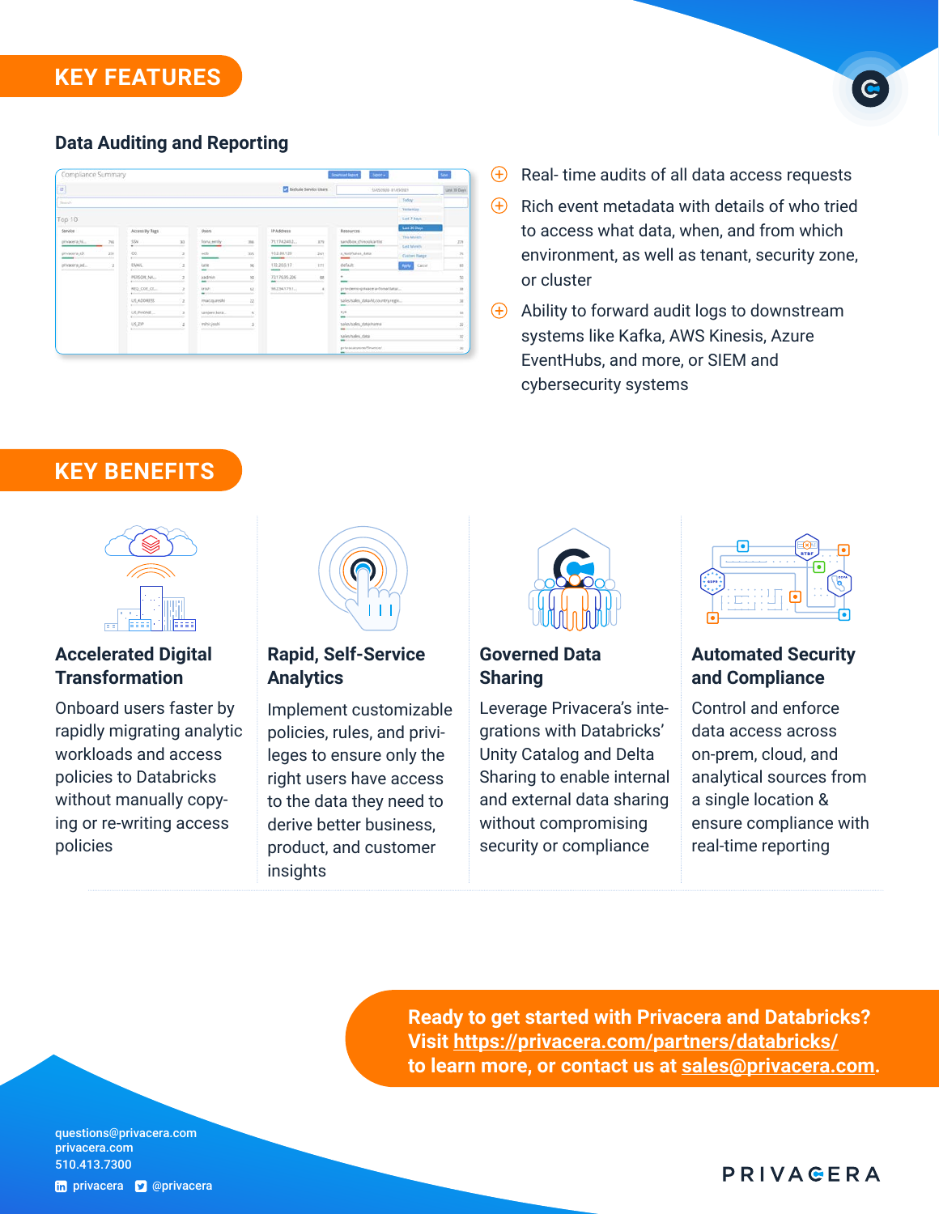## KEY FEATURES

### Data Auditing and Reporting

- Real- time audits of all data access requests
- Rich event metadata with details of who tried to access what data, when, and from which environment, as well as tenant, security zone, or cluster
- Ability to forward audit logs to downstream systems like Kafka, AWS Kinesis, Azure EventHubs, and more, or SIEM and cybersecurity systems

## KEY BENEFITS

### Accelerated Digital Transformation

Onboard users faster by rapidly migrating analytic workloads and access policies to Databricks without manually copy-ing or re-writing access policies

### Rapid, Self-Service Analytics

Implement customizable policies, rules, and privi-leges to ensure only the right users have access to the data they need to derive better business, product, and customer insights

### Governed Data Sharing

Leverage Privacera's inte-grations with Databricks' Unity Catalog and Delta Sharing to enable internal and external data sharing without compromising security or compliance

### Automated Security and Compliance

Control and enforce data access across on-prem, cloud, and analytical sources from a single location & ensure compliance with real-time reporting

**Ready to get started with Privacera and Databricks? Visit https://privacera.com/partners/databricks/ to learn more, or contact us at sales@privacera.com.**

questions@privacera.com
privacera.com
510.413.7300
privacera @privacera

PRIVACERA